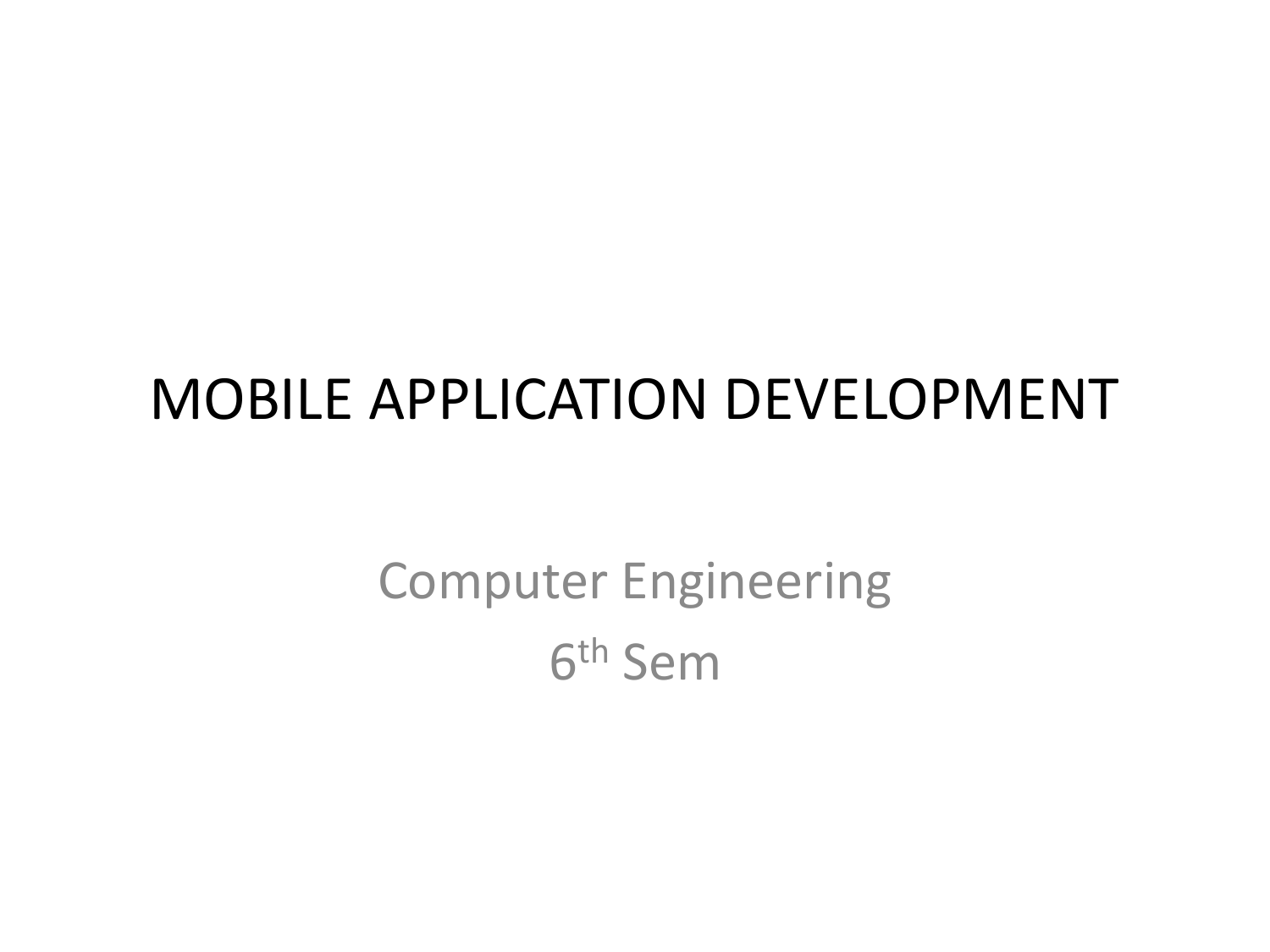# MOBILE APPLICATION DEVELOPMENT

Computer Engineering

6th Sem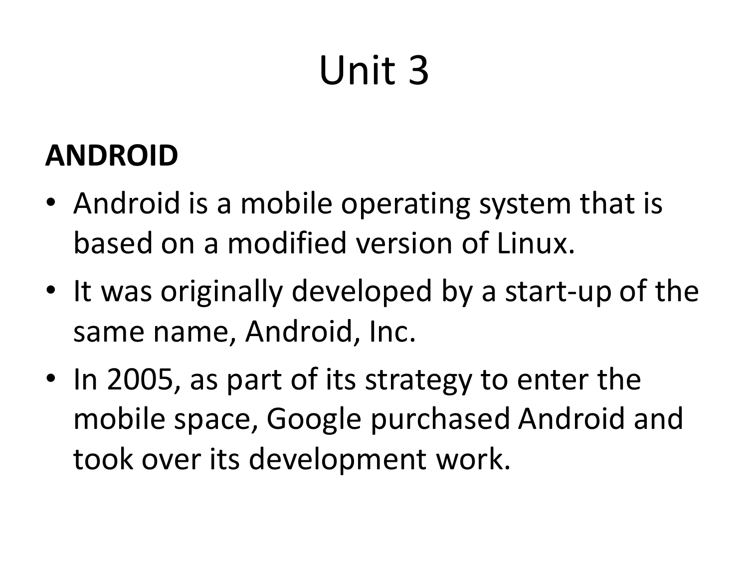# Unit 3

**ANDROID**

- Android is a mobile operating system that is based on a modified version of Linux.
- It was originally developed by a start-up of the same name, Android, Inc.
- In 2005, as part of its strategy to enter the mobile space, Google purchased Android and took over its development work.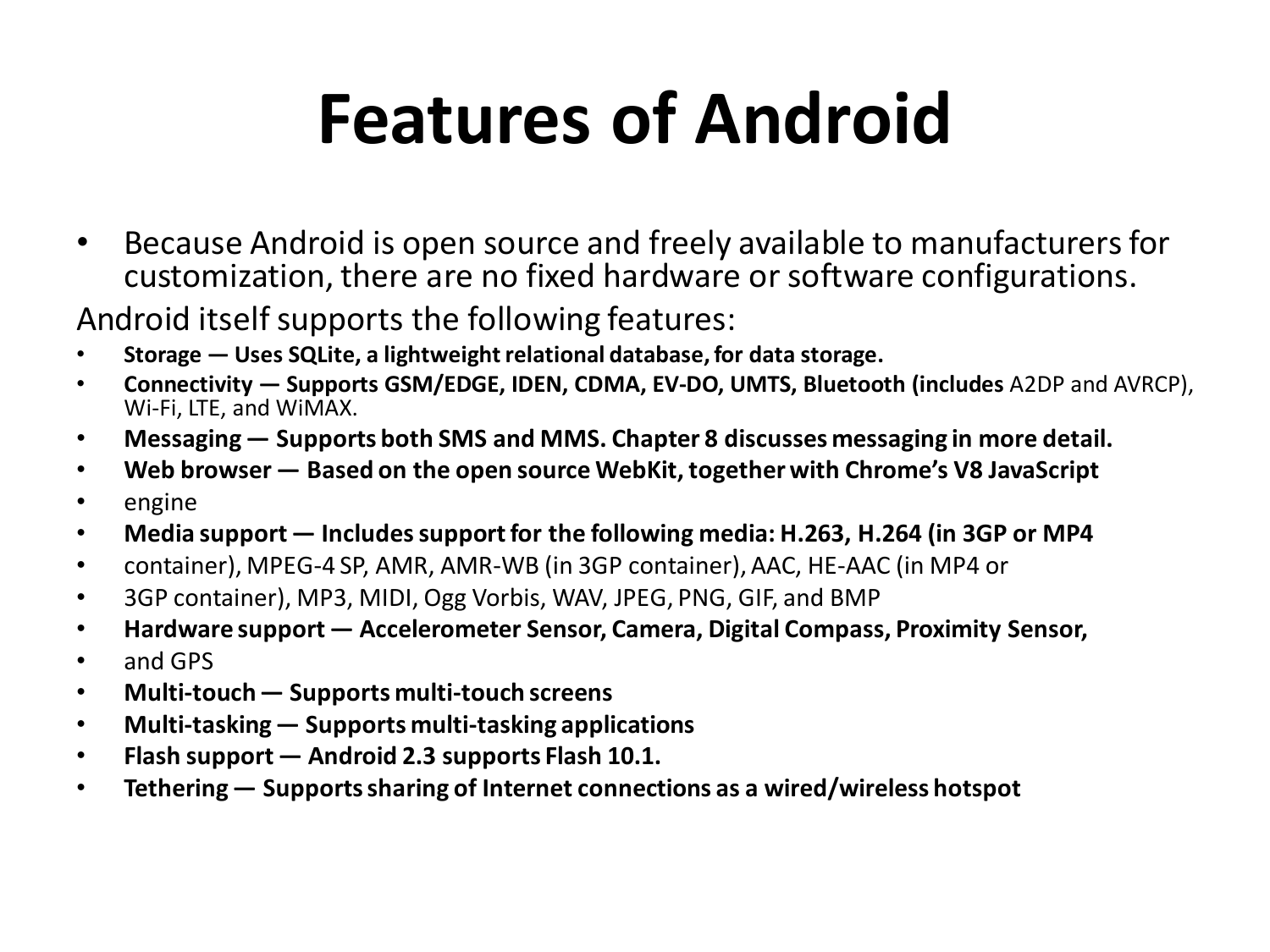# Features of Android

- Because Android is open source and freely available to manufacturers for customization, there are no fixed hardware or software configurations.

Android itself supports the following features:

- **Storage — Uses SQLite, a lightweight relational database, for data storage.**
- **Connectivity — Supports GSM/EDGE, IDEN, CDMA, EV-DO, UMTS, Bluetooth (includes** A2DP and AVRCP), Wi-Fi, LTE, and WiMAX.
- **Messaging — Supports both SMS and MMS. Chapter 8 discusses messaging in more detail.**
- **Web browser — Based on the open source WebKit, together with Chrome's V8 JavaScript**
- engine
- **Media support — Includes support for the following media: H.263, H.264 (in 3GP or MP4**
- container), MPEG-4 SP, AMR, AMR-WB (in 3GP container), AAC, HE-AAC (in MP4 or
- 3GP container), MP3, MIDI, Ogg Vorbis, WAV, JPEG, PNG, GIF, and BMP
- **Hardware support — Accelerometer Sensor, Camera, Digital Compass, Proximity Sensor,**
- and GPS
- **Multi-touch — Supports multi-touch screens**
- **Multi-tasking — Supports multi-tasking applications**
- **Flash support — Android 2.3 supports Flash 10.1.**
- **Tethering — Supports sharing of Internet connections as a wired/wireless hotspot**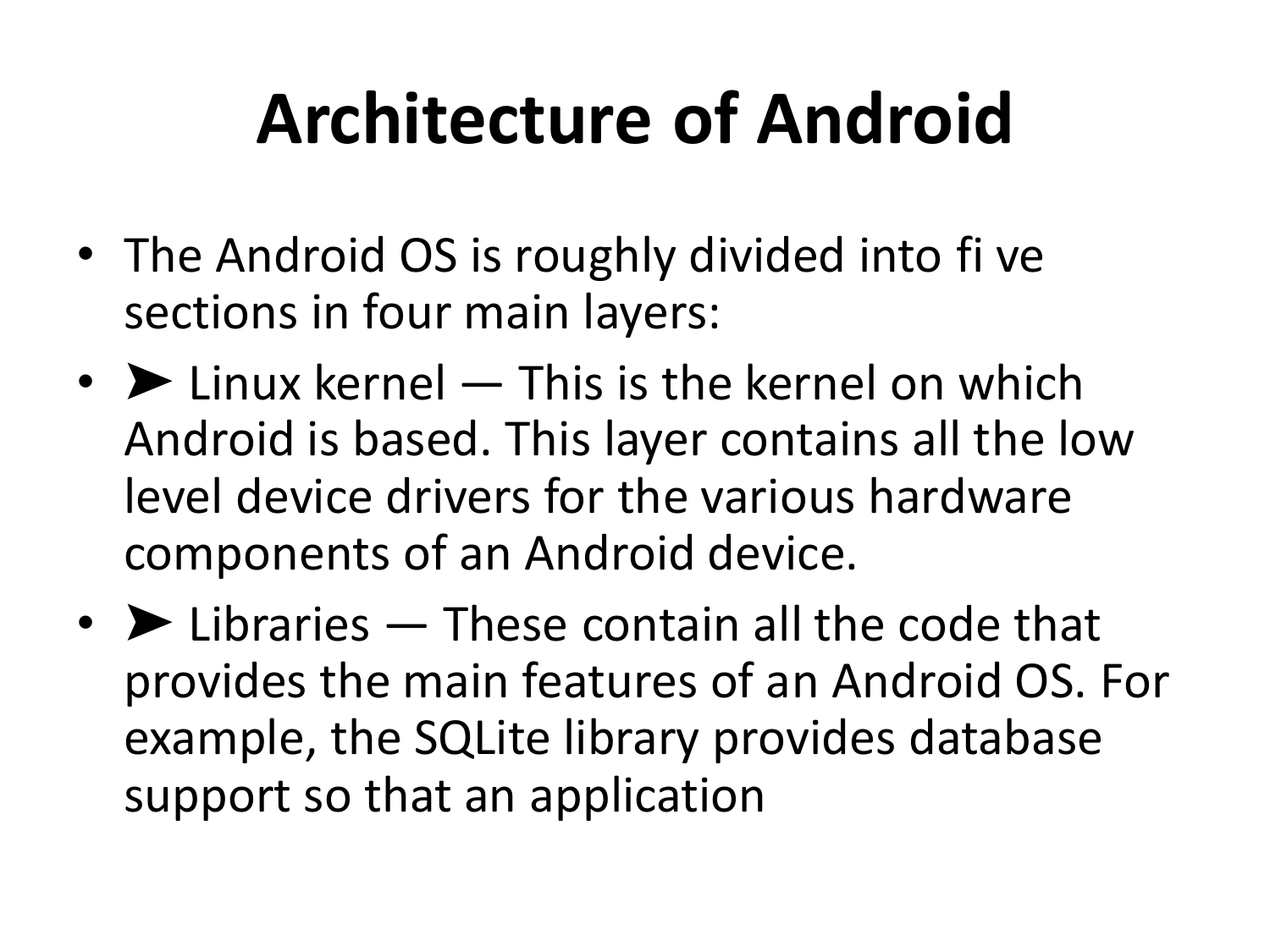# Architecture of Android

- The Android OS is roughly divided into fi ve sections in four main layers:
- ➤ Linux kernel — This is the kernel on which Android is based. This layer contains all the low level device drivers for the various hardware components of an Android device.
- ➤ Libraries — These contain all the code that provides the main features of an Android OS. For example, the SQLite library provides database support so that an application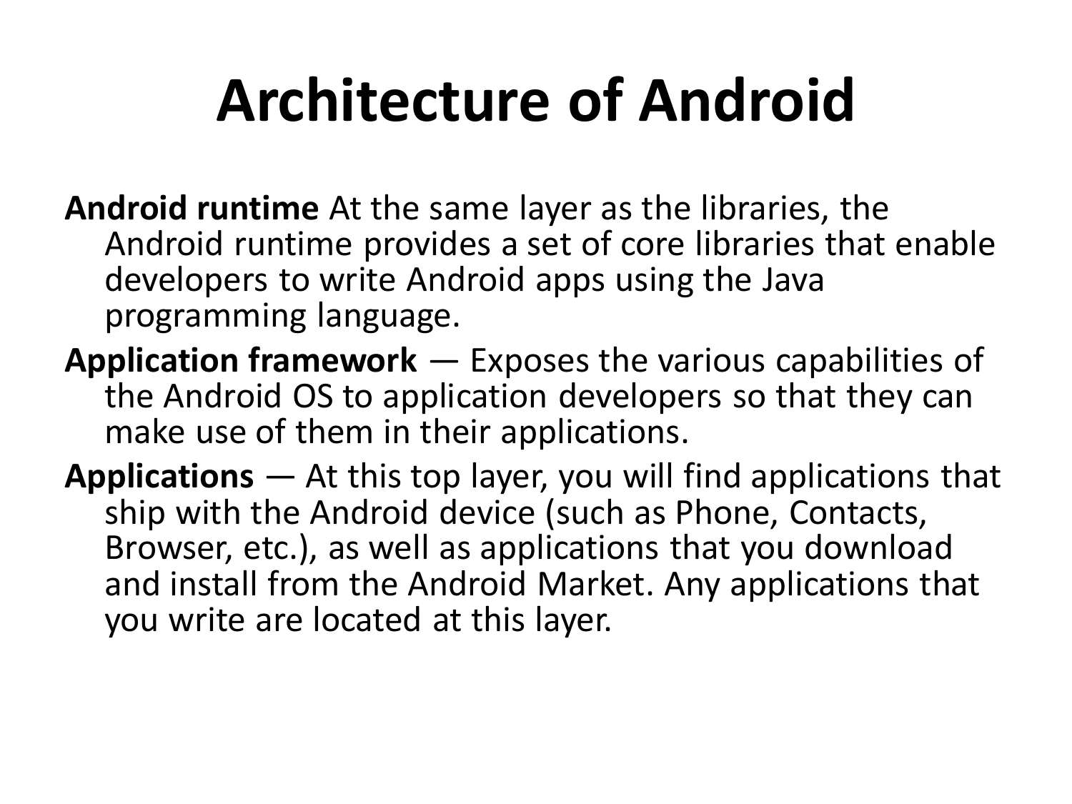# Architecture of Android

**Android runtime** At the same layer as the libraries, the Android runtime provides a set of core libraries that enable developers to write Android apps using the Java programming language.

**Application framework** — Exposes the various capabilities of the Android OS to application developers so that they can make use of them in their applications.

**Applications** — At this top layer, you will find applications that ship with the Android device (such as Phone, Contacts, Browser, etc.), as well as applications that you download and install from the Android Market. Any applications that you write are located at this layer.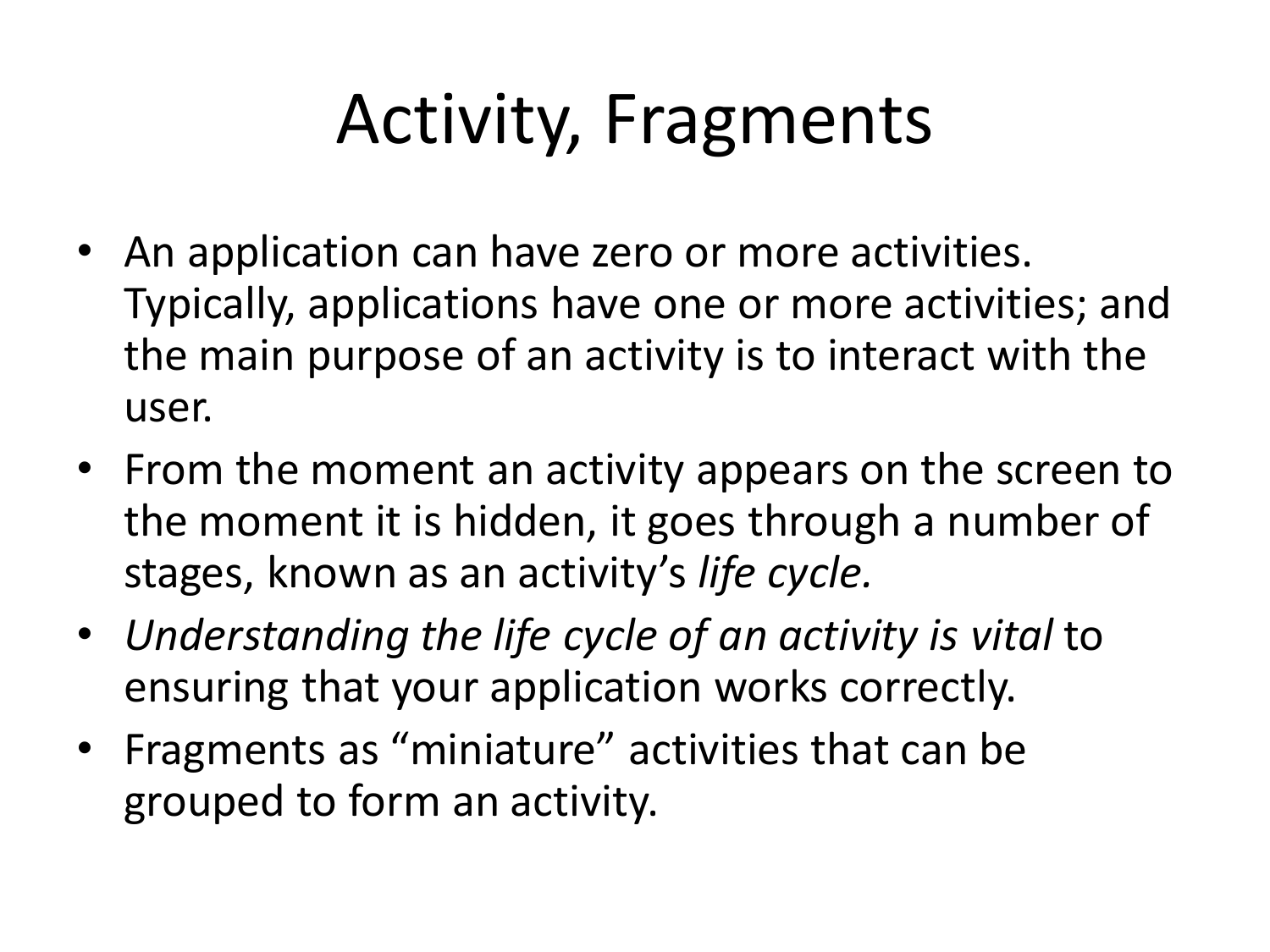# Activity, Fragments

- An application can have zero or more activities. Typically, applications have one or more activities; and the main purpose of an activity is to interact with the user.
- From the moment an activity appears on the screen to the moment it is hidden, it goes through a number of stages, known as an activity's *life cycle.*
- *Understanding the life cycle of an activity is vital* to ensuring that your application works correctly.
- Fragments as "miniature" activities that can be grouped to form an activity.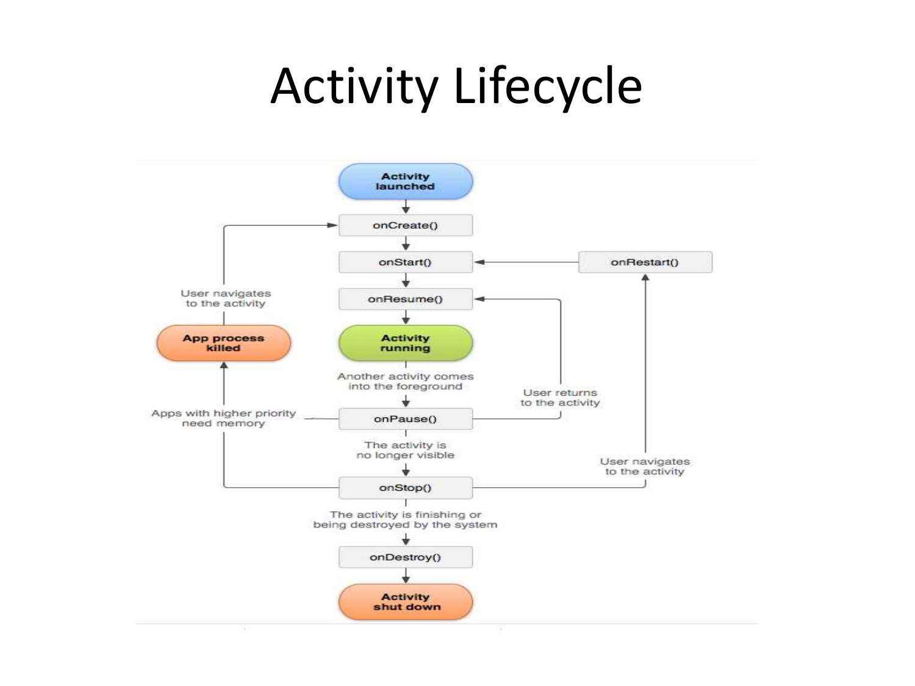# Activity Lifecycle

Activity launched

onCreate()

onStart()

onRestart()

onResume()

User navigates to the activity

App process killed

Activity running

Another activity comes into the foreground

User returns to the activity

Apps with higher priority need memory

onPause()

The activity is no longer visible

User navigates to the activity

onStop()

The activity is finishing or being destroyed by the system

onDestroy()

Activity shut down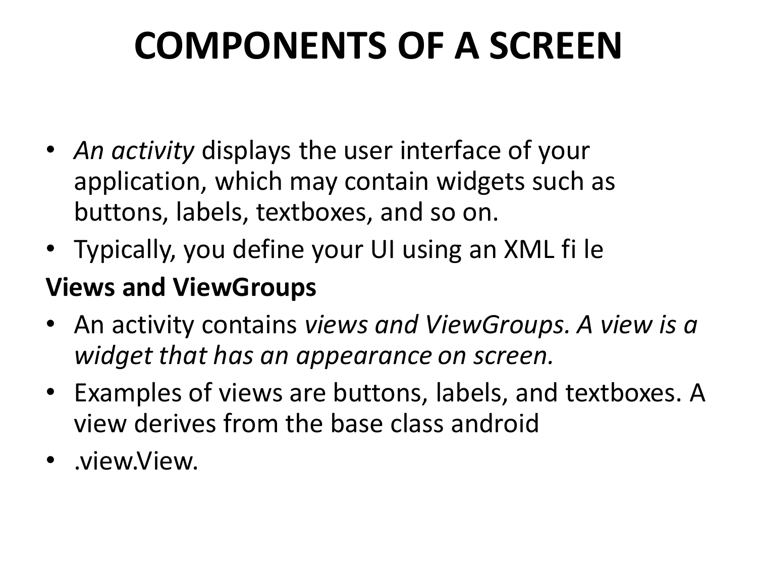# COMPONENTS OF A SCREEN

- *An activity* displays the user interface of your application, which may contain widgets such as buttons, labels, textboxes, and so on.
- Typically, you define your UI using an XML fi le

**Views and ViewGroups**

- An activity contains *views and ViewGroups. A view is a widget that has an appearance on screen.*
- Examples of views are buttons, labels, and textboxes. A view derives from the base class android
- .view.View.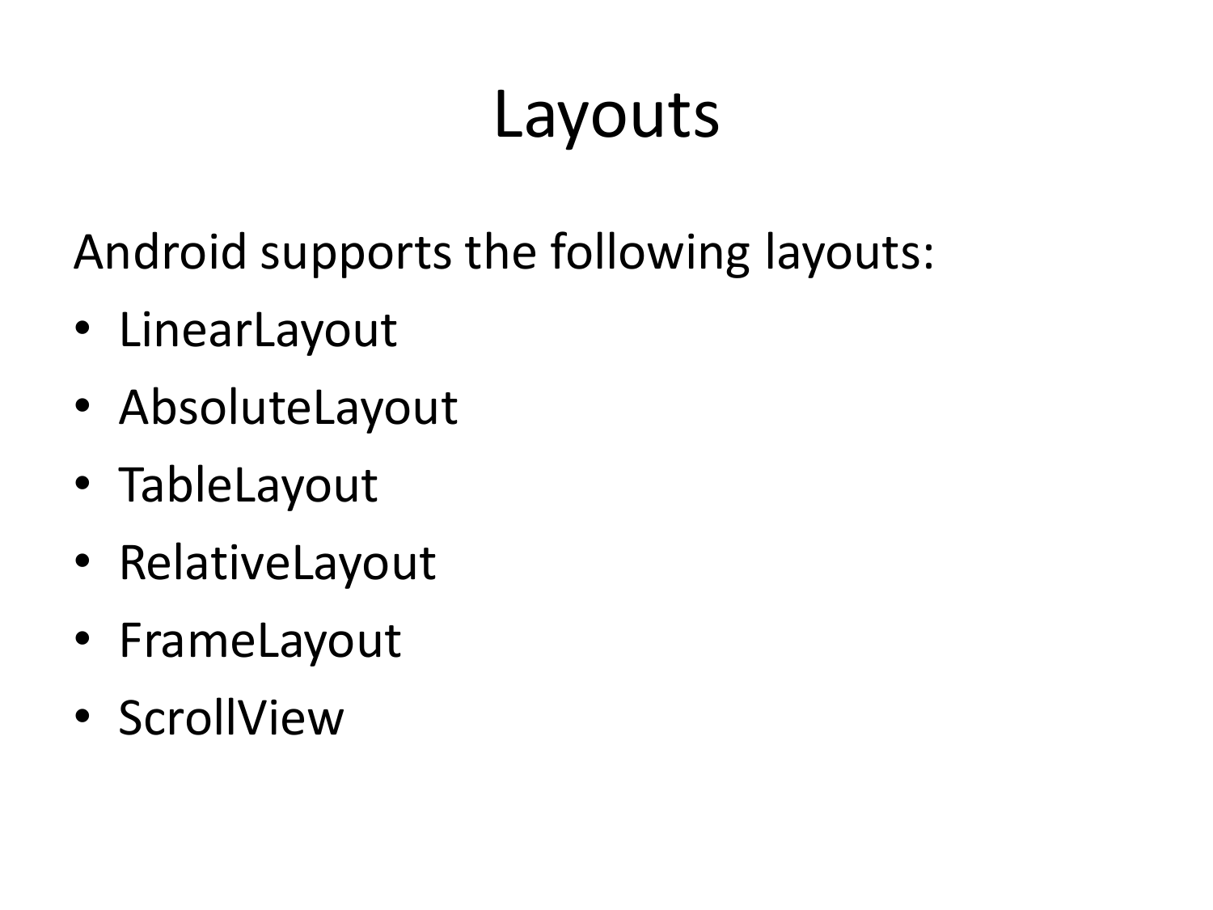# Layouts

Android supports the following layouts:

- LinearLayout
- AbsoluteLayout
- TableLayout
- RelativeLayout
- FrameLayout
- ScrollView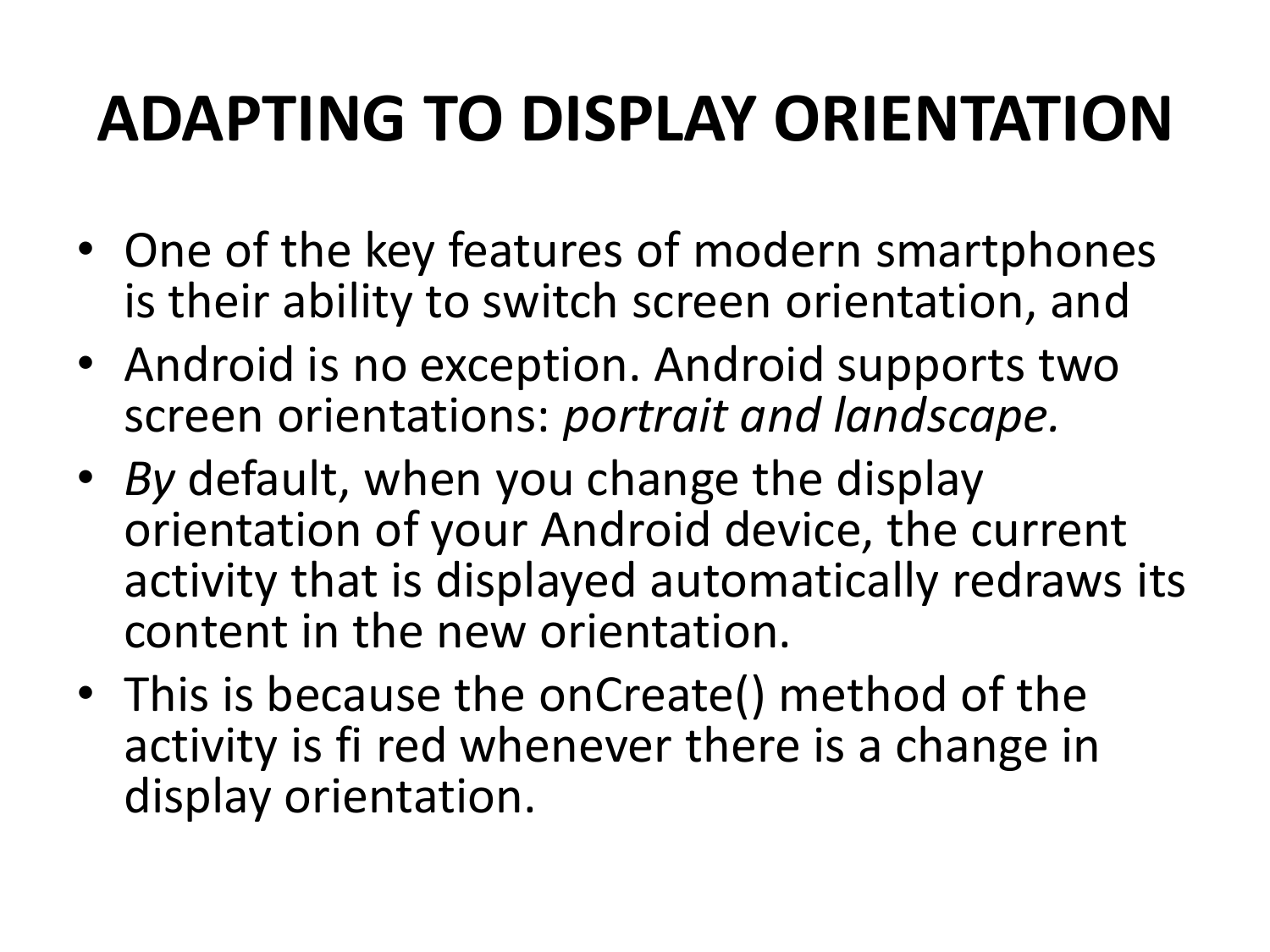# ADAPTING TO DISPLAY ORIENTATION

- One of the key features of modern smartphones is their ability to switch screen orientation, and
- Android is no exception. Android supports two screen orientations: *portrait and landscape.*
- *By* default, when you change the display orientation of your Android device, the current activity that is displayed automatically redraws its content in the new orientation.
- This is because the onCreate() method of the activity is fi red whenever there is a change in display orientation.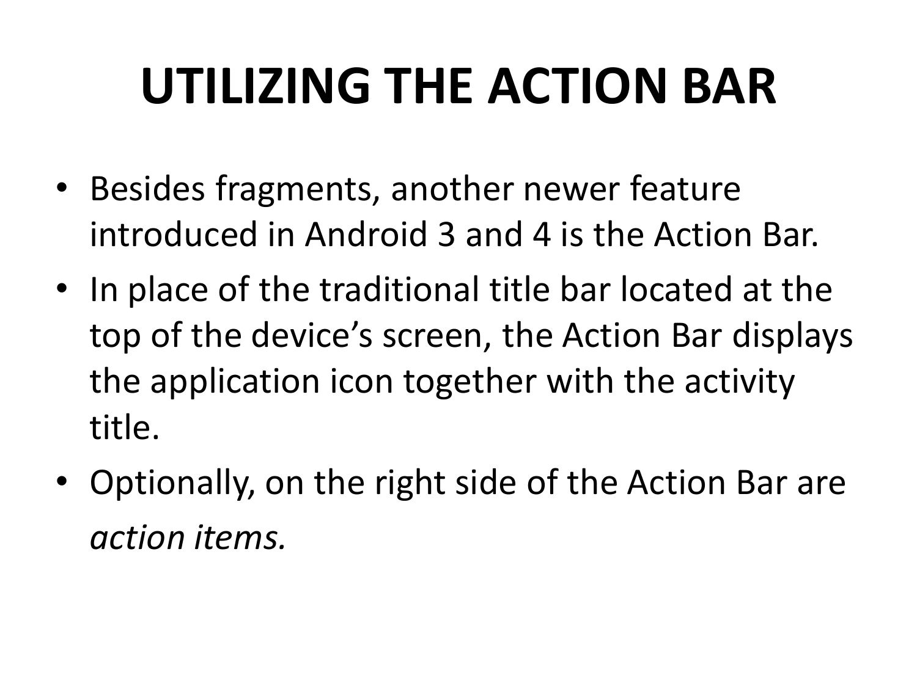# UTILIZING THE ACTION BAR

- Besides fragments, another newer feature introduced in Android 3 and 4 is the Action Bar.
- In place of the traditional title bar located at the top of the device's screen, the Action Bar displays the application icon together with the activity title.
- Optionally, on the right side of the Action Bar are *action items.*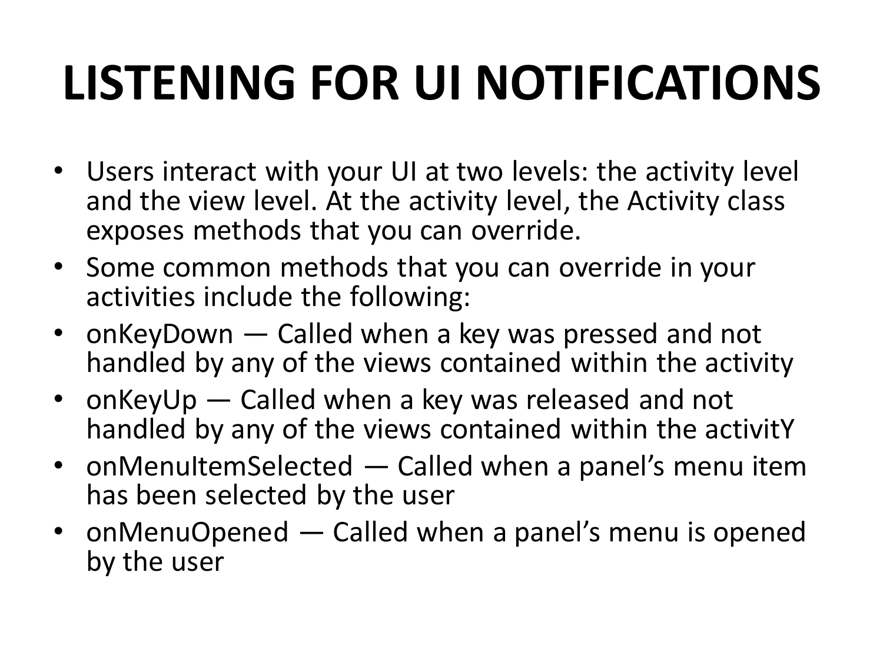# LISTENING FOR UI NOTIFICATIONS

- Users interact with your UI at two levels: the activity level and the view level. At the activity level, the Activity class exposes methods that you can override.
- Some common methods that you can override in your activities include the following:
- onKeyDown — Called when a key was pressed and not handled by any of the views contained within the activity
- onKeyUp — Called when a key was released and not handled by any of the views contained within the activitY
- onMenuItemSelected — Called when a panel's menu item has been selected by the user
- onMenuOpened — Called when a panel's menu is opened by the user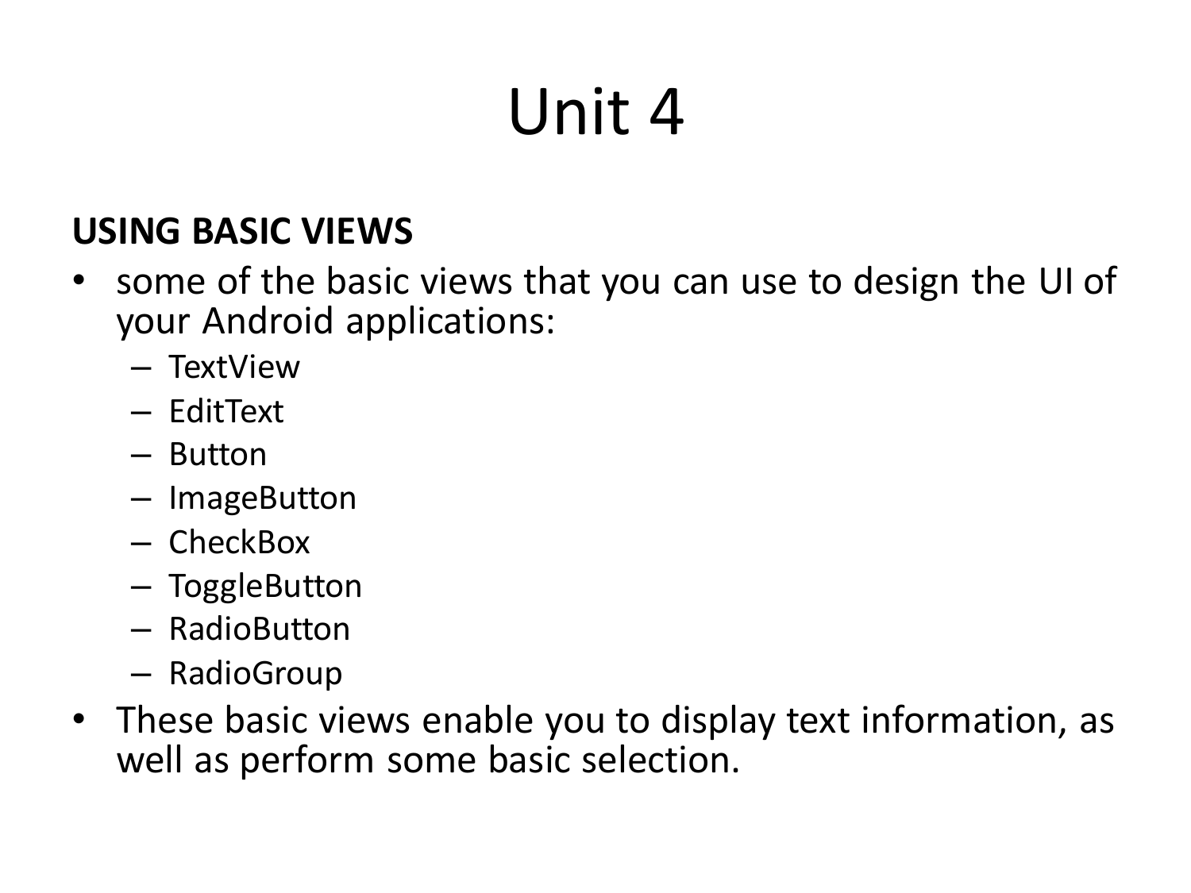# Unit 4

**USING BASIC VIEWS**

- some of the basic views that you can use to design the UI of your Android applications:
  - TextView
  - EditText
  - Button
  - ImageButton
  - CheckBox
  - ToggleButton
  - RadioButton
  - RadioGroup
- These basic views enable you to display text information, as well as perform some basic selection.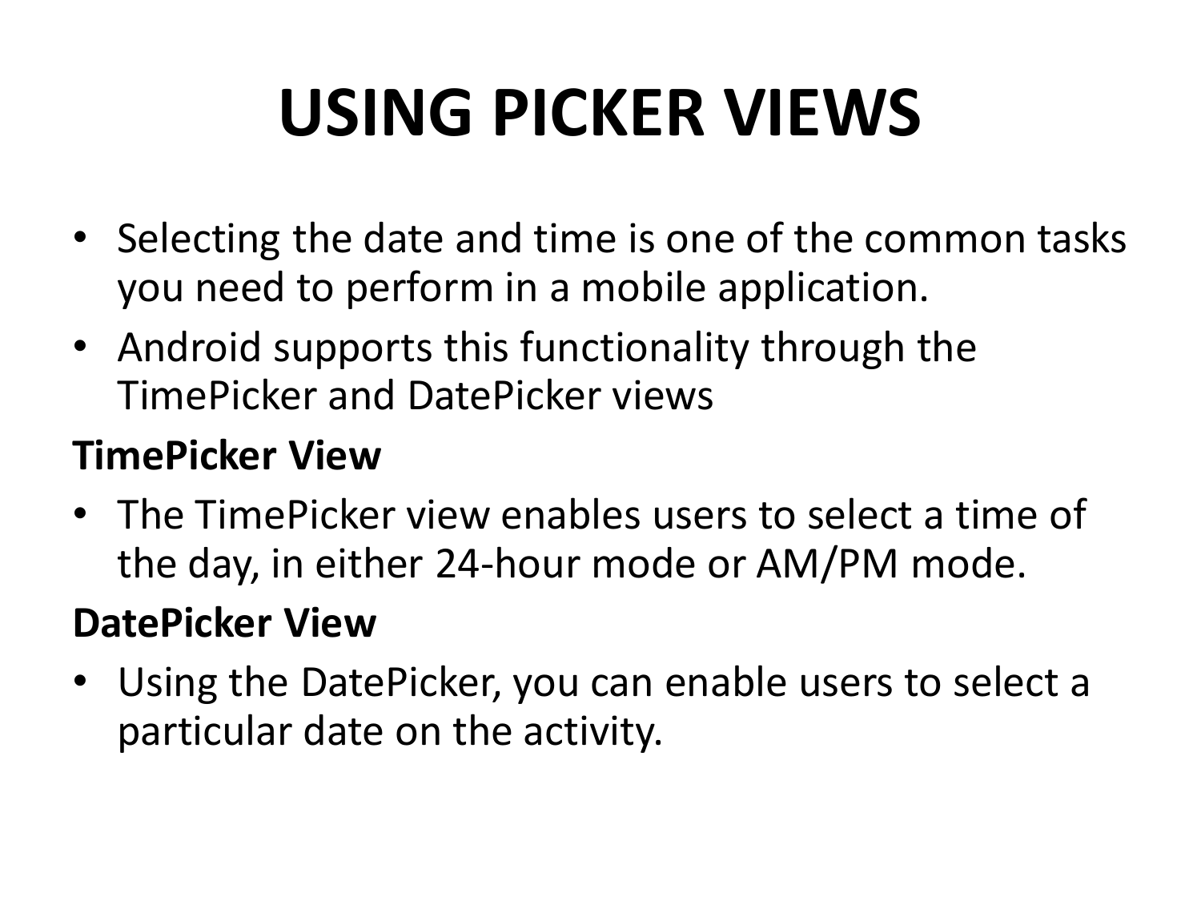# USING PICKER VIEWS

- Selecting the date and time is one of the common tasks you need to perform in a mobile application.
- Android supports this functionality through the TimePicker and DatePicker views

**TimePicker View**

- The TimePicker view enables users to select a time of the day, in either 24-hour mode or AM/PM mode.

**DatePicker View**

- Using the DatePicker, you can enable users to select a particular date on the activity.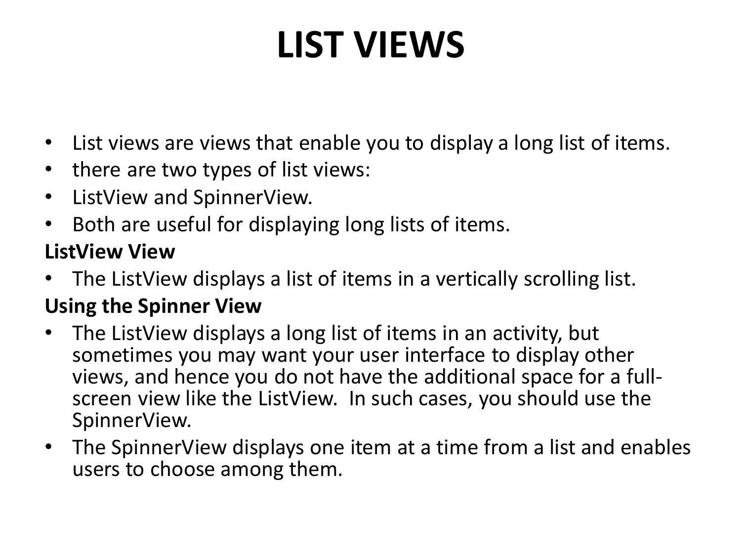# LIST VIEWS

- List views are views that enable you to display a long list of items.
- there are two types of list views:
- ListView and SpinnerView.
- Both are useful for displaying long lists of items.

**ListView View**

- The ListView displays a list of items in a vertically scrolling list.

**Using the Spinner View**

- The ListView displays a long list of items in an activity, but sometimes you may want your user interface to display other views, and hence you do not have the additional space for a full-screen view like the ListView. In such cases, you should use the SpinnerView.
- The SpinnerView displays one item at a time from a list and enables users to choose among them.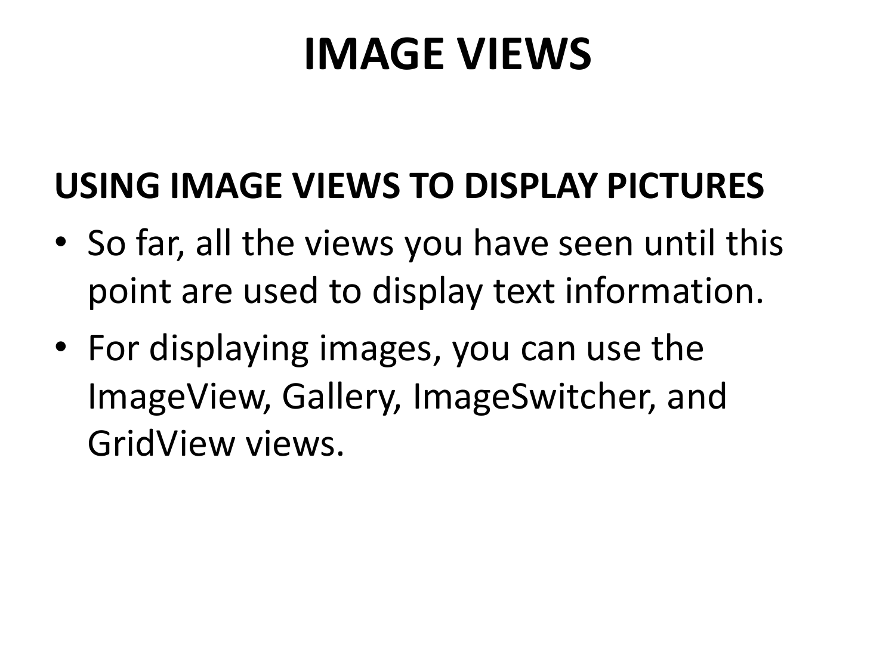# IMAGE VIEWS

## USING IMAGE VIEWS TO DISPLAY PICTURES

- So far, all the views you have seen until this point are used to display text information.
- For displaying images, you can use the ImageView, Gallery, ImageSwitcher, and GridView views.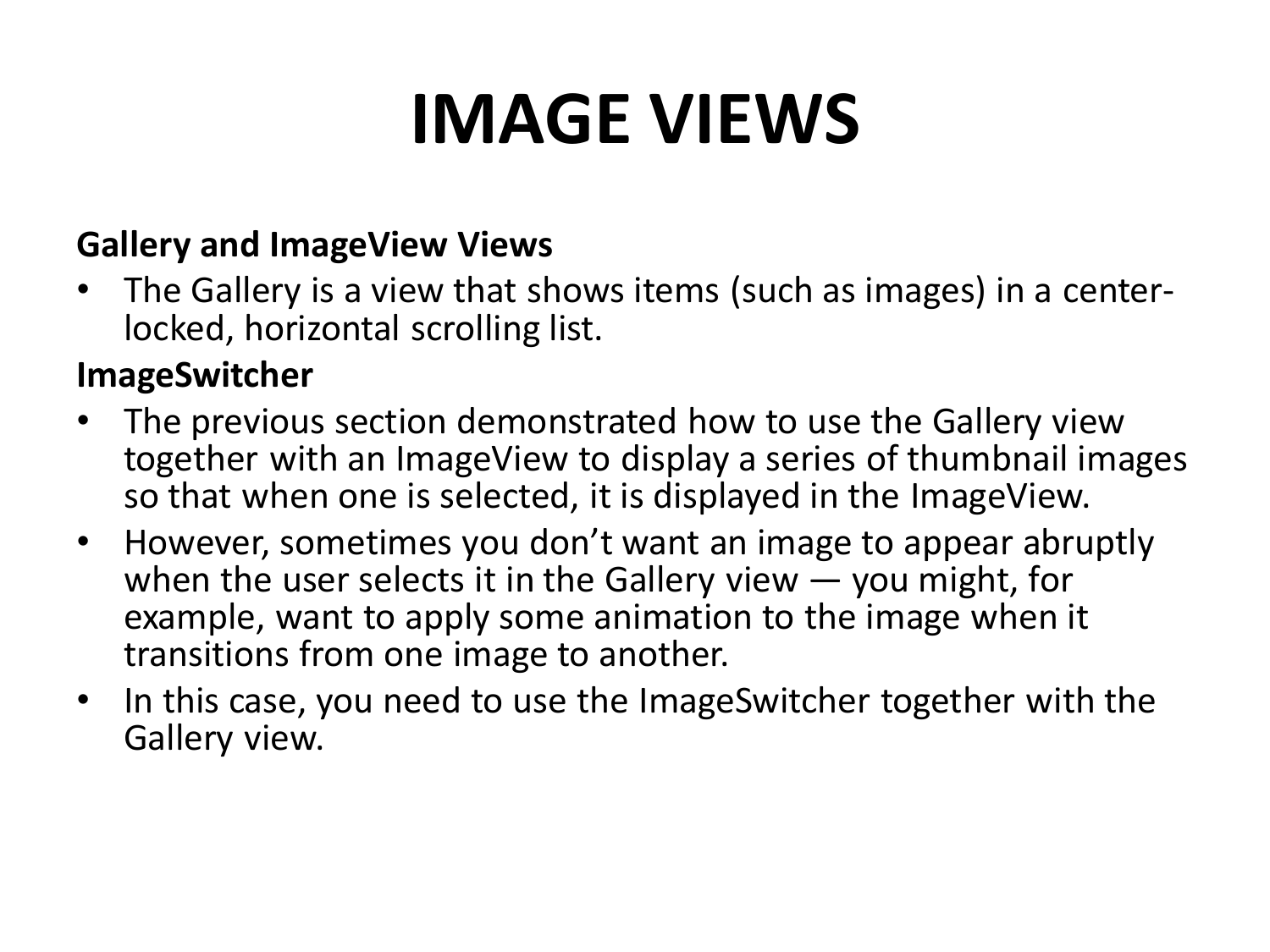# IMAGE VIEWS

**Gallery and ImageView Views**

- The Gallery is a view that shows items (such as images) in a center-locked, horizontal scrolling list.

**ImageSwitcher**

- The previous section demonstrated how to use the Gallery view together with an ImageView to display a series of thumbnail images so that when one is selected, it is displayed in the ImageView.
- However, sometimes you don't want an image to appear abruptly when the user selects it in the Gallery view — you might, for example, want to apply some animation to the image when it transitions from one image to another.
- In this case, you need to use the ImageSwitcher together with the Gallery view.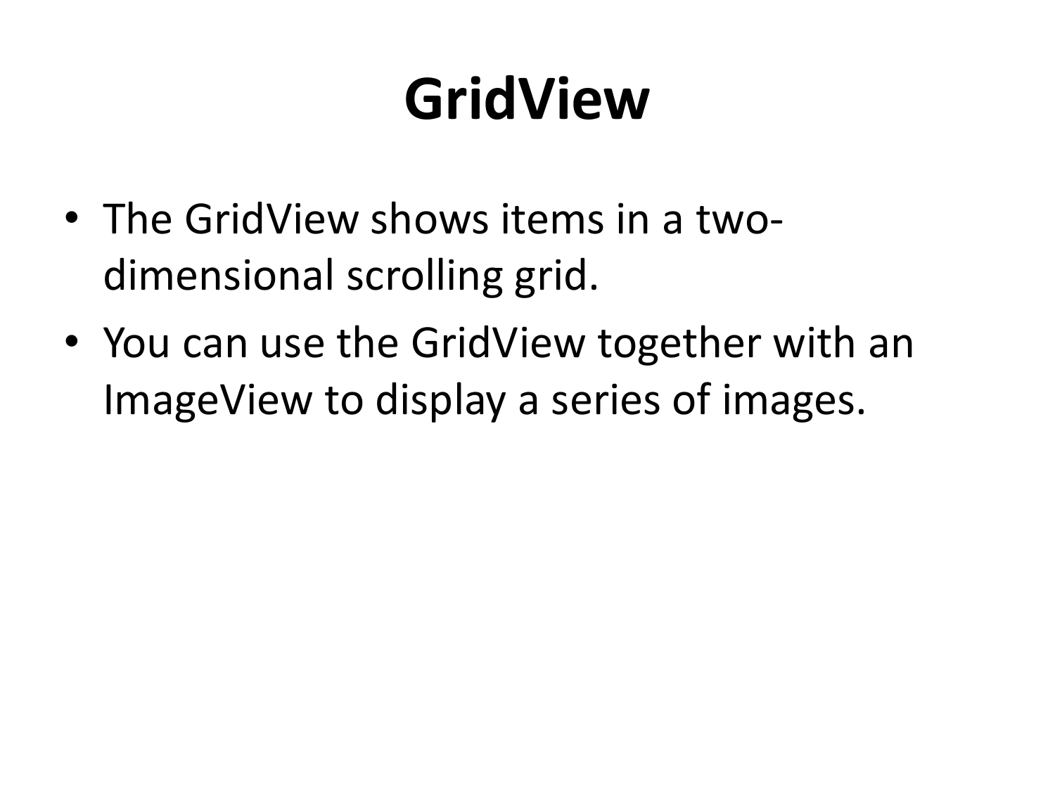# GridView

- The GridView shows items in a two-dimensional scrolling grid.
- You can use the GridView together with an ImageView to display a series of images.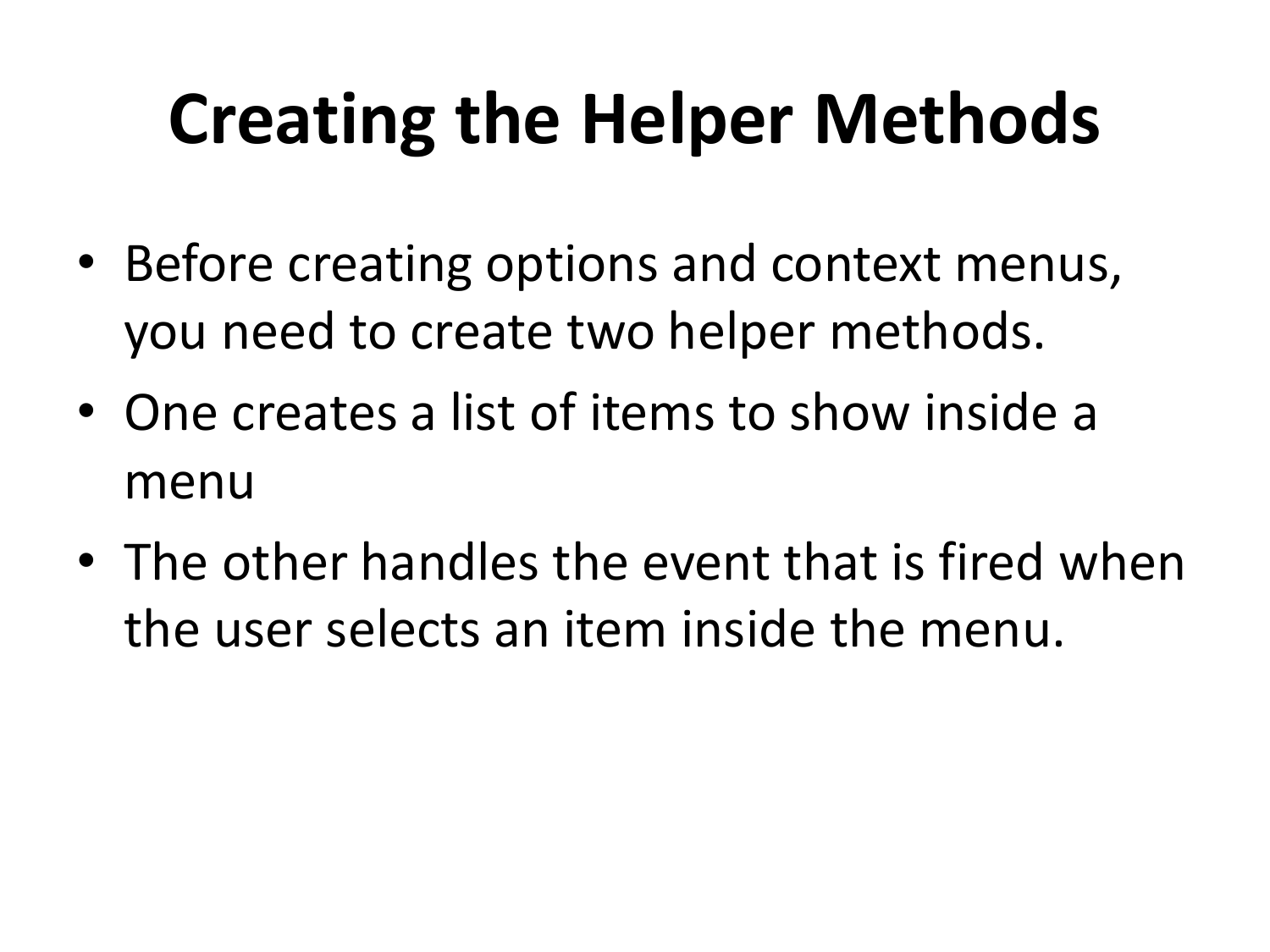# Creating the Helper Methods

- Before creating options and context menus, you need to create two helper methods.
- One creates a list of items to show inside a menu
- The other handles the event that is fired when the user selects an item inside the menu.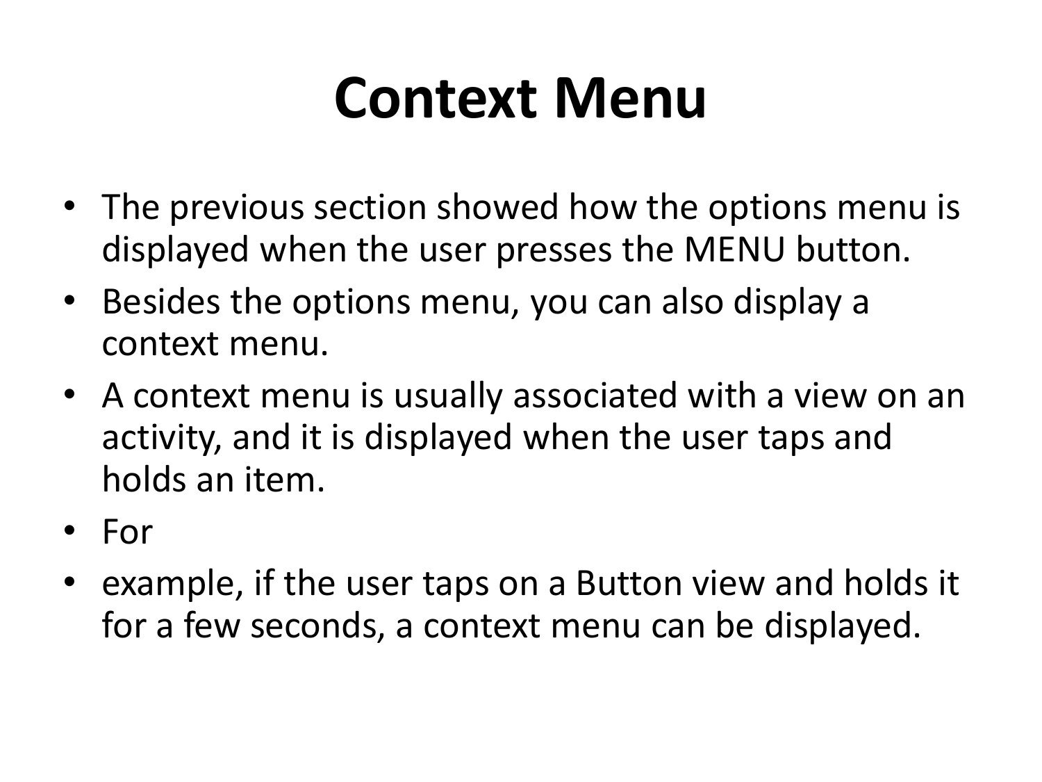# Context Menu

- The previous section showed how the options menu is displayed when the user presses the MENU button.
- Besides the options menu, you can also display a context menu.
- A context menu is usually associated with a view on an activity, and it is displayed when the user taps and holds an item.
- For
- example, if the user taps on a Button view and holds it for a few seconds, a context menu can be displayed.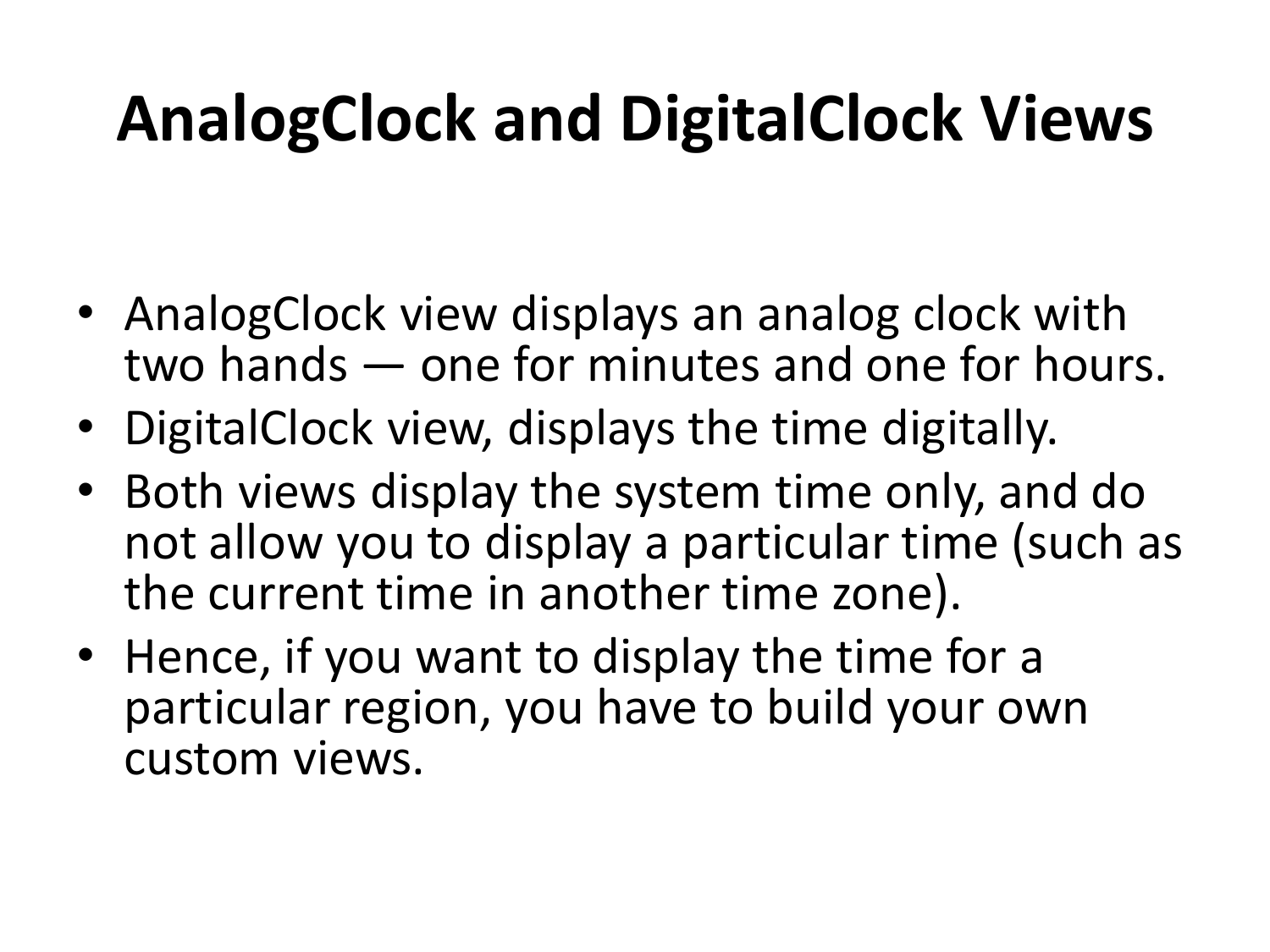# AnalogClock and DigitalClock Views

- AnalogClock view displays an analog clock with two hands — one for minutes and one for hours.
- DigitalClock view, displays the time digitally.
- Both views display the system time only, and do not allow you to display a particular time (such as the current time in another time zone).
- Hence, if you want to display the time for a particular region, you have to build your own custom views.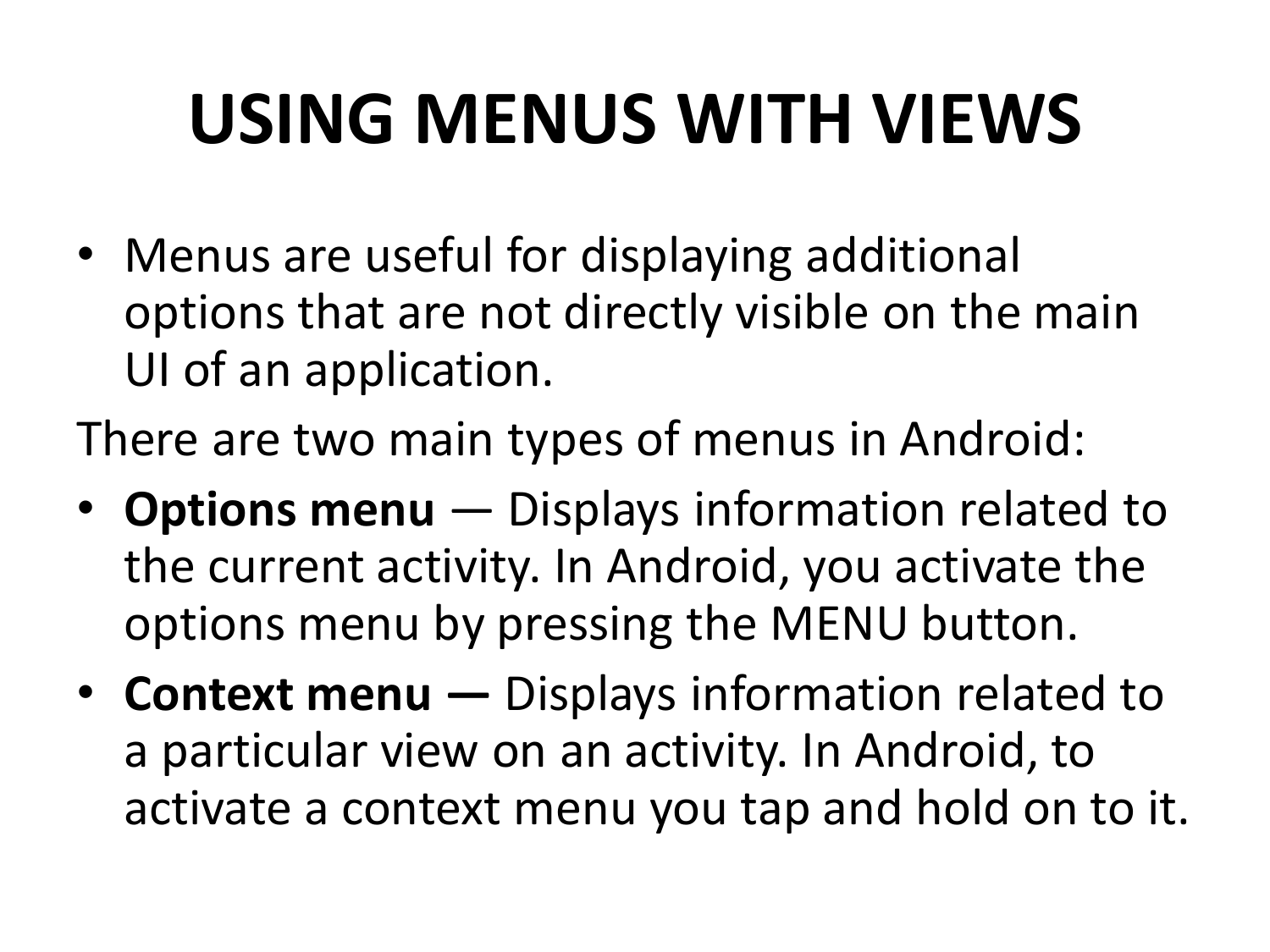# USING MENUS WITH VIEWS

- Menus are useful for displaying additional options that are not directly visible on the main UI of an application.

There are two main types of menus in Android:

- **Options menu** — Displays information related to the current activity. In Android, you activate the options menu by pressing the MENU button.
- **Context menu —** Displays information related to a particular view on an activity. In Android, to activate a context menu you tap and hold on to it.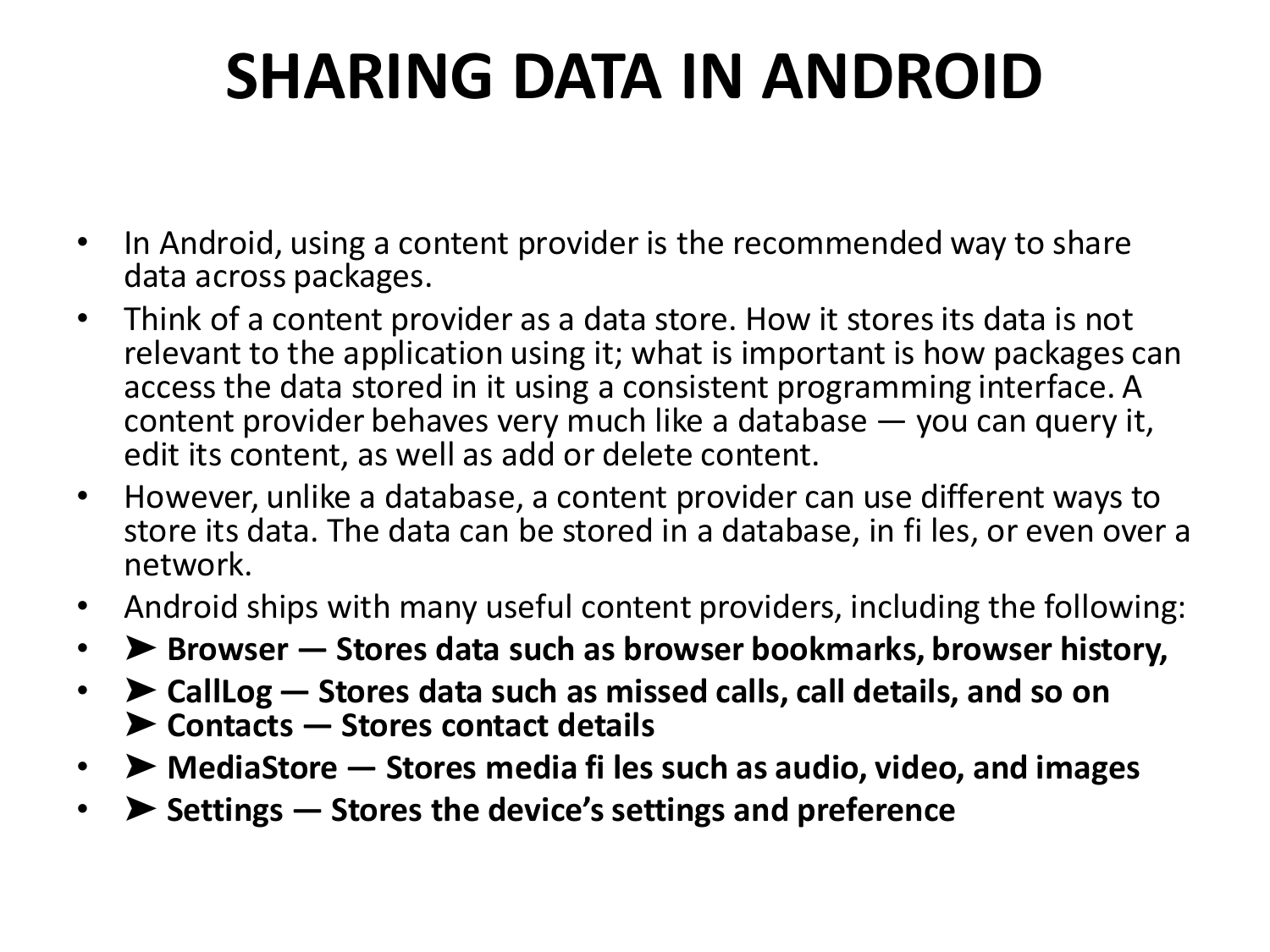# SHARING DATA IN ANDROID

- In Android, using a content provider is the recommended way to share data across packages.
- Think of a content provider as a data store. How it stores its data is not relevant to the application using it; what is important is how packages can access the data stored in it using a consistent programming interface. A content provider behaves very much like a database — you can query it, edit its content, as well as add or delete content.
- However, unlike a database, a content provider can use different ways to store its data. The data can be stored in a database, in fi les, or even over a network.
- Android ships with many useful content providers, including the following:
- **➤ Browser — Stores data such as browser bookmarks, browser history,**
- **➤ CallLog — Stores data such as missed calls, call details, and so on ➤ Contacts — Stores contact details**
- **➤ MediaStore — Stores media fi les such as audio, video, and images**
- **➤ Settings — Stores the device's settings and preference**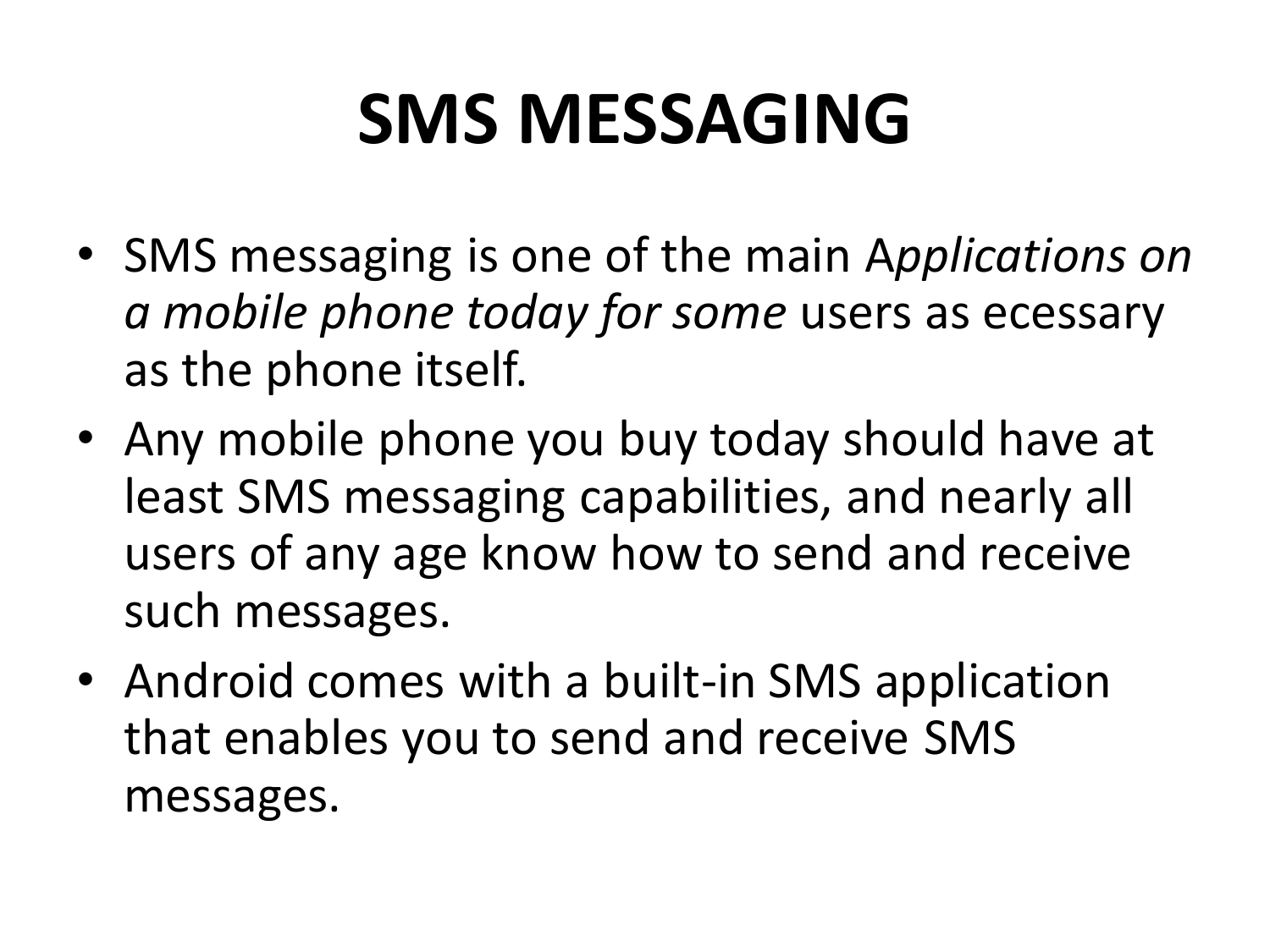# SMS MESSAGING

- SMS messaging is one of the main A*pplications on a mobile phone today for some* users as ecessary as the phone itself.
- Any mobile phone you buy today should have at least SMS messaging capabilities, and nearly all users of any age know how to send and receive such messages.
- Android comes with a built-in SMS application that enables you to send and receive SMS messages.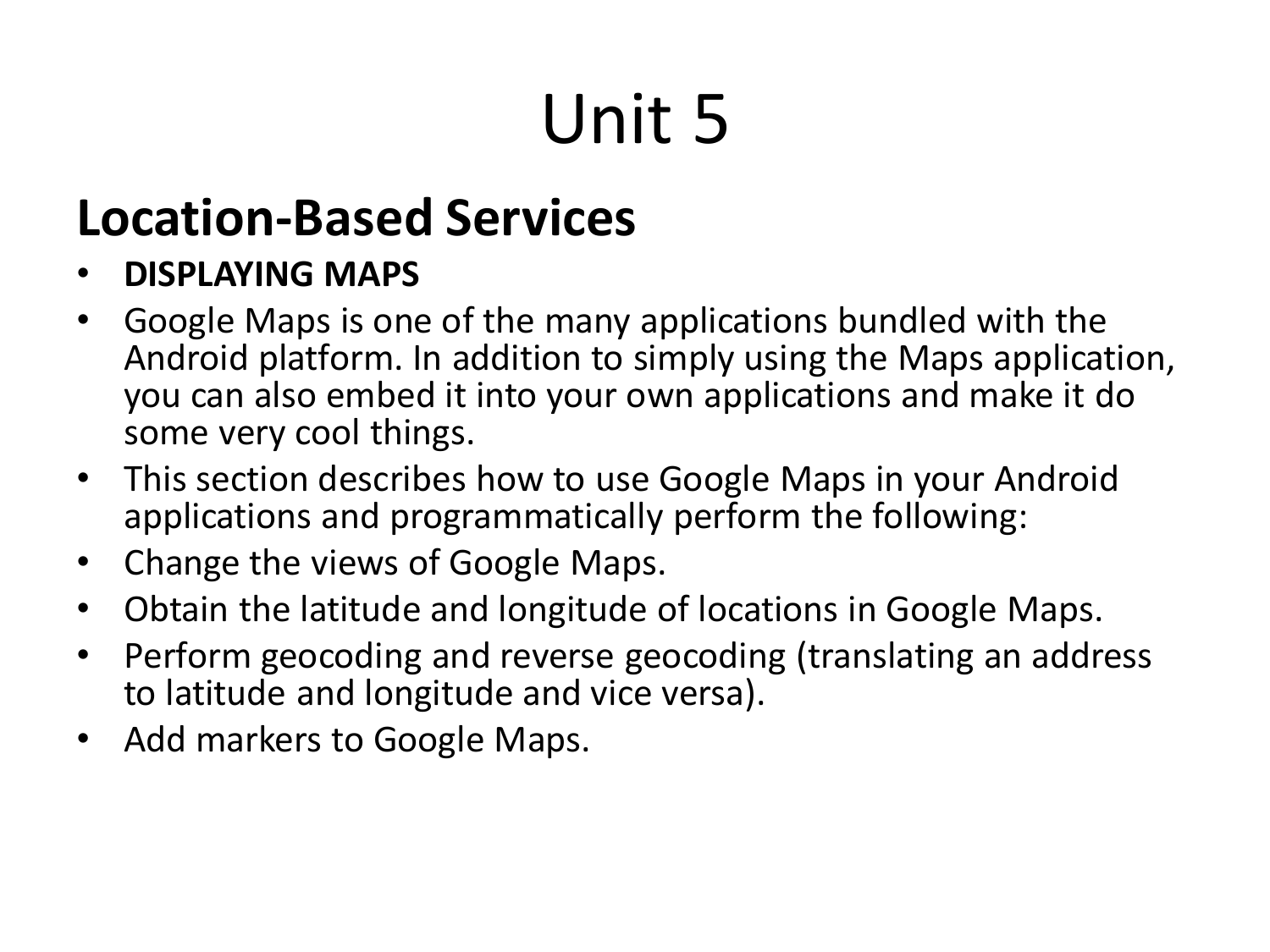# Unit 5

## Location-Based Services

- **DISPLAYING MAPS**
- Google Maps is one of the many applications bundled with the Android platform. In addition to simply using the Maps application, you can also embed it into your own applications and make it do some very cool things.
- This section describes how to use Google Maps in your Android applications and programmatically perform the following:
- Change the views of Google Maps.
- Obtain the latitude and longitude of locations in Google Maps.
- Perform geocoding and reverse geocoding (translating an address to latitude and longitude and vice versa).
- Add markers to Google Maps.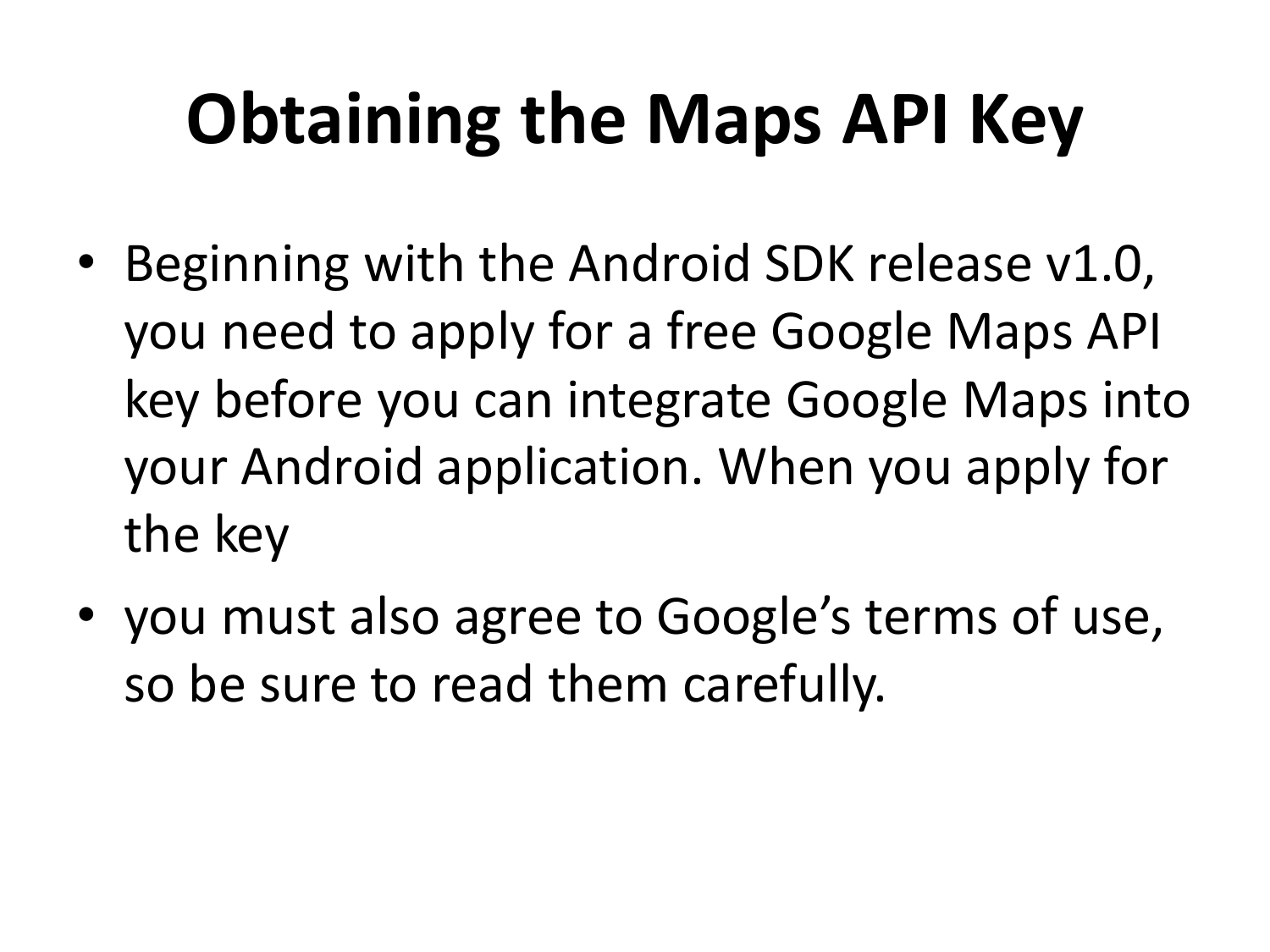# Obtaining the Maps API Key

- Beginning with the Android SDK release v1.0, you need to apply for a free Google Maps API key before you can integrate Google Maps into your Android application. When you apply for the key
- you must also agree to Google's terms of use, so be sure to read them carefully.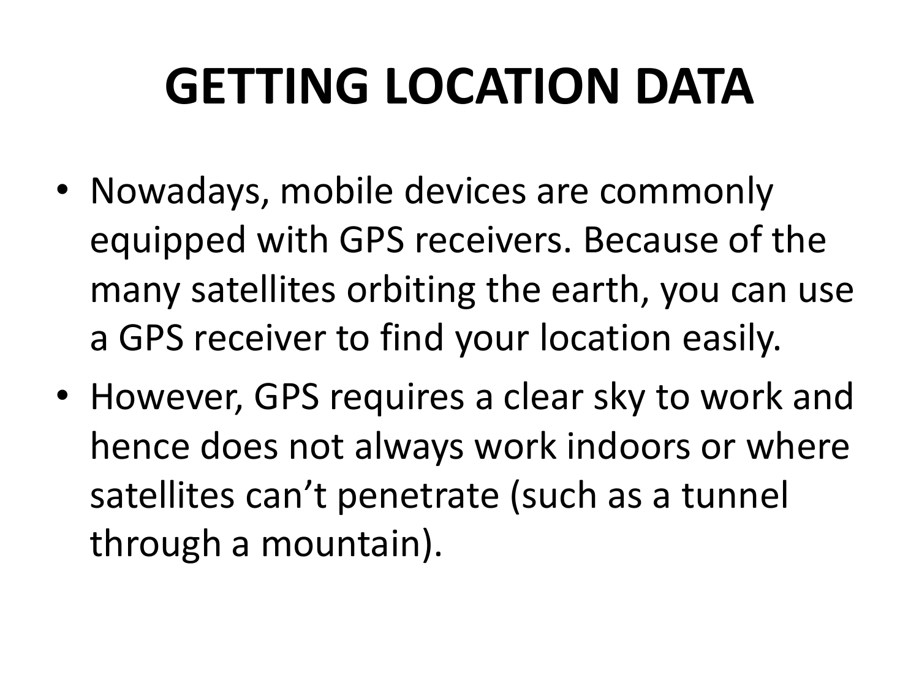# GETTING LOCATION DATA

- Nowadays, mobile devices are commonly equipped with GPS receivers. Because of the many satellites orbiting the earth, you can use a GPS receiver to find your location easily.
- However, GPS requires a clear sky to work and hence does not always work indoors or where satellites can't penetrate (such as a tunnel through a mountain).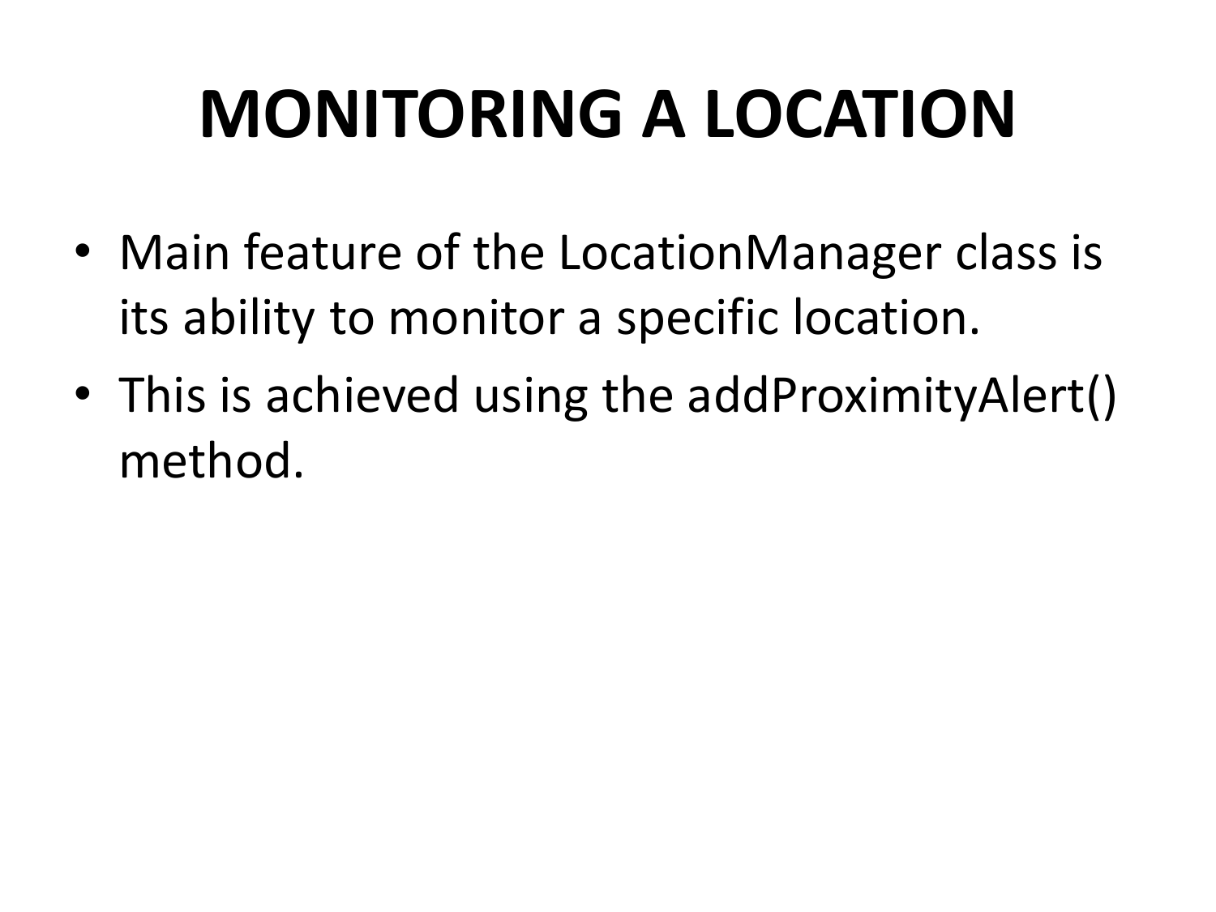# MONITORING A LOCATION

- Main feature of the LocationManager class is its ability to monitor a specific location.
- This is achieved using the addProximityAlert() method.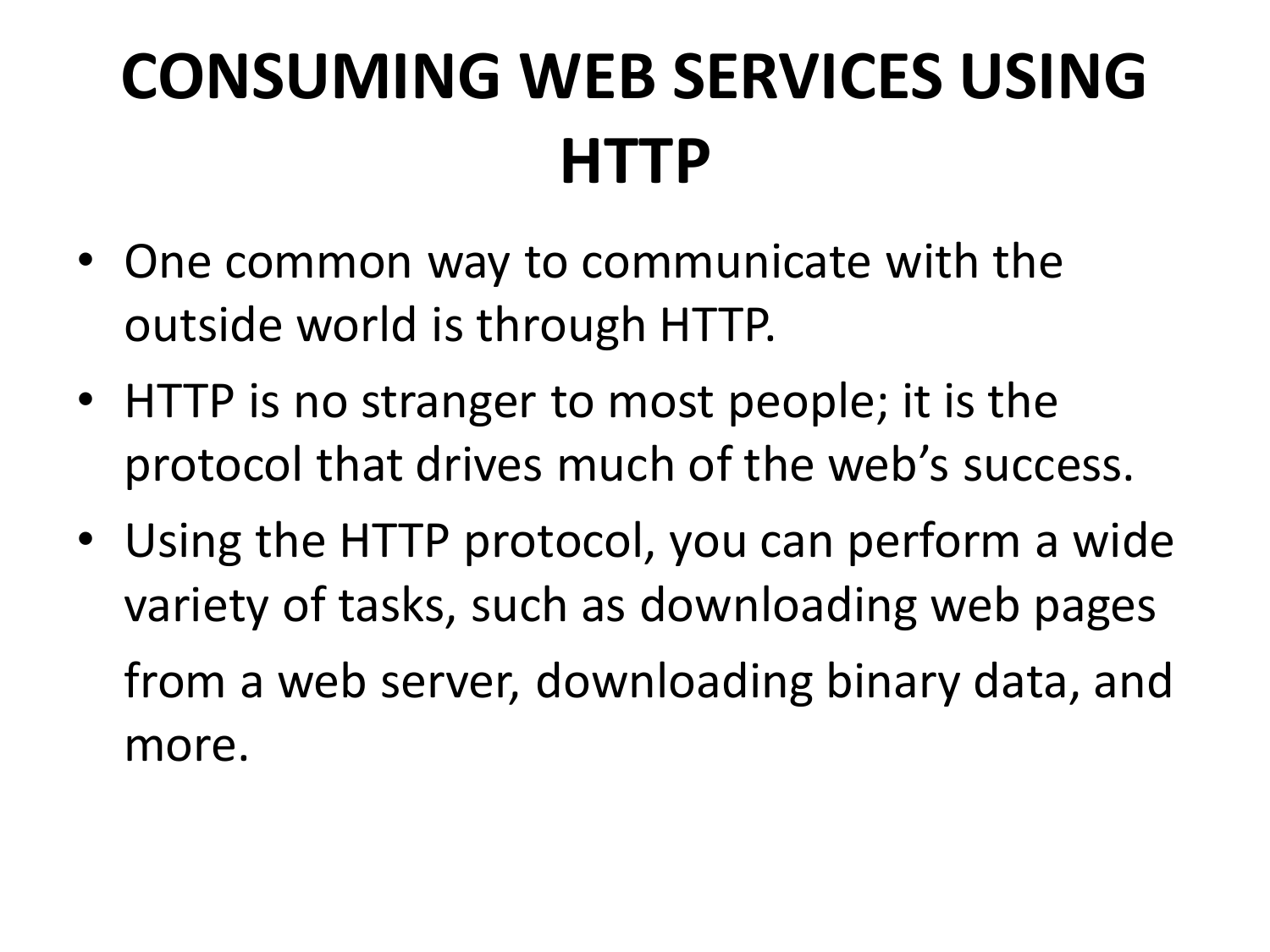# CONSUMING WEB SERVICES USING HTTP

- One common way to communicate with the outside world is through HTTP.
- HTTP is no stranger to most people; it is the protocol that drives much of the web's success.
- Using the HTTP protocol, you can perform a wide variety of tasks, such as downloading web pages from a web server, downloading binary data, and more.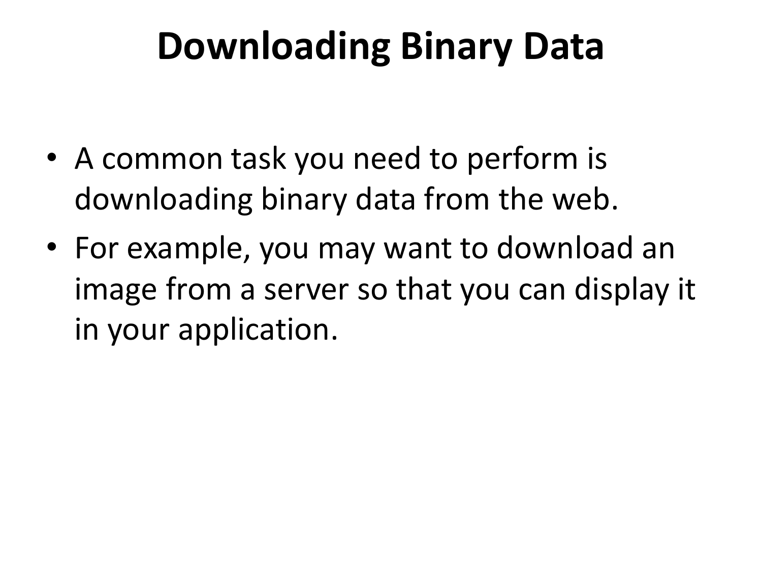# Downloading Binary Data

- A common task you need to perform is downloading binary data from the web.
- For example, you may want to download an image from a server so that you can display it in your application.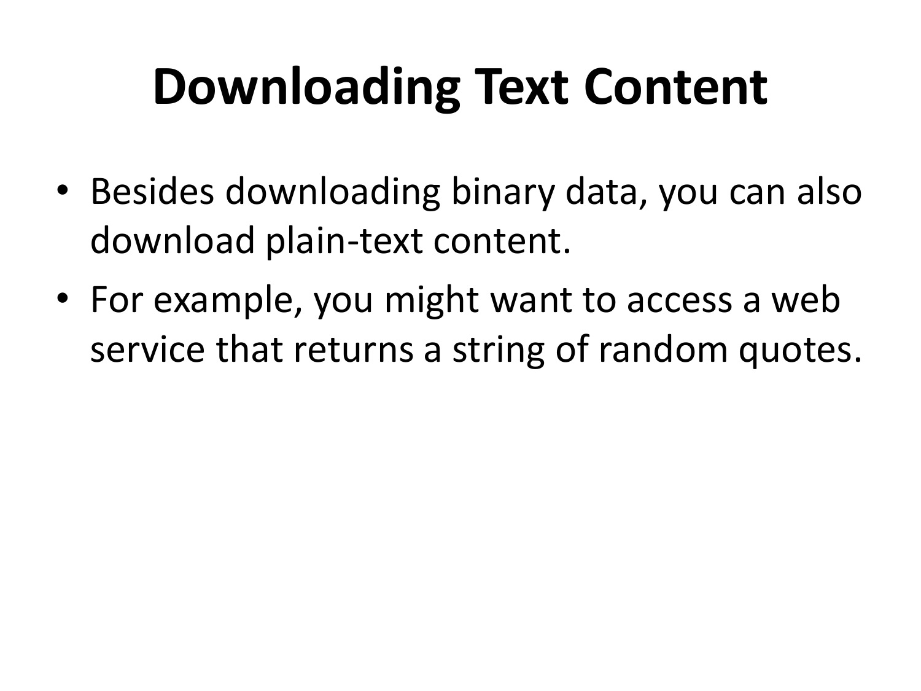# Downloading Text Content

- Besides downloading binary data, you can also download plain-text content.
- For example, you might want to access a web service that returns a string of random quotes.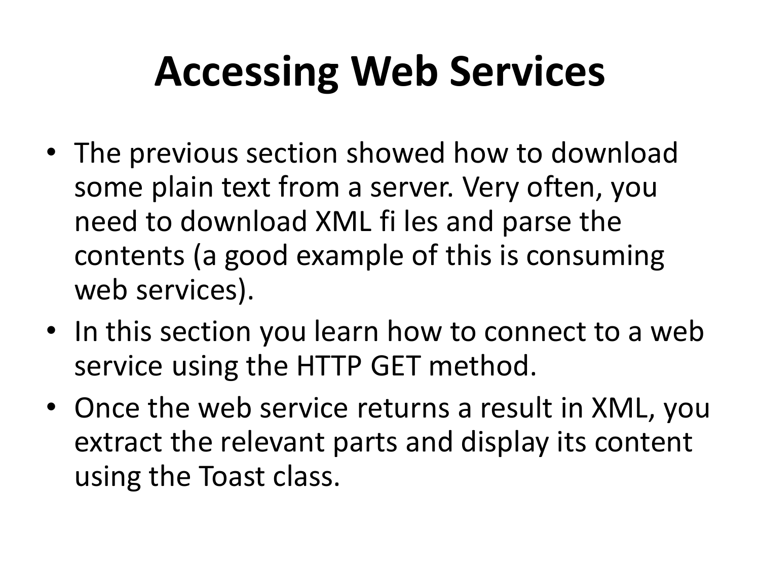# Accessing Web Services

- The previous section showed how to download some plain text from a server. Very often, you need to download XML fi les and parse the contents (a good example of this is consuming web services).
- In this section you learn how to connect to a web service using the HTTP GET method.
- Once the web service returns a result in XML, you extract the relevant parts and display its content using the Toast class.